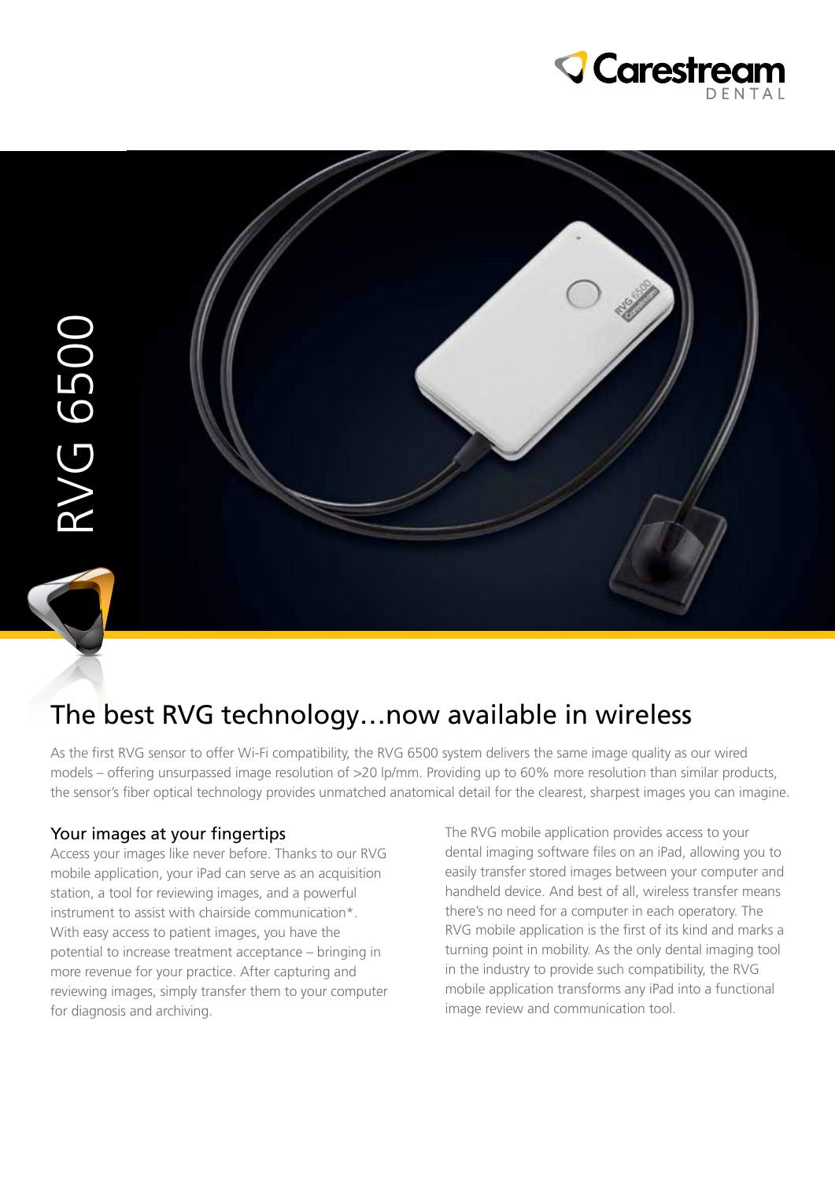Carestream DENTAL

RVG 6500

# The best RVG technology…now available in wireless

As the first RVG sensor to offer Wi-Fi compatibility, the RVG 6500 system delivers the same image quality as our wired models – offering unsurpassed image resolution of >20 lp/mm. Providing up to 60% more resolution than similar products, the sensor's fiber optical technology provides unmatched anatomical detail for the clearest, sharpest images you can imagine.

## Your images at your fingertips

Access your images like never before. Thanks to our RVG mobile application, your iPad can serve as an acquisition station, a tool for reviewing images, and a powerful instrument to assist with chairside communication*. With easy access to patient images, you have the potential to increase treatment acceptance – bringing in more revenue for your practice. After capturing and reviewing images, simply transfer them to your computer for diagnosis and archiving.

The RVG mobile application provides access to your dental imaging software files on an iPad, allowing you to easily transfer stored images between your computer and handheld device. And best of all, wireless transfer means there's no need for a computer in each operatory. The RVG mobile application is the first of its kind and marks a turning point in mobility. As the only dental imaging tool in the industry to provide such compatibility, the RVG mobile application transforms any iPad into a functional image review and communication tool.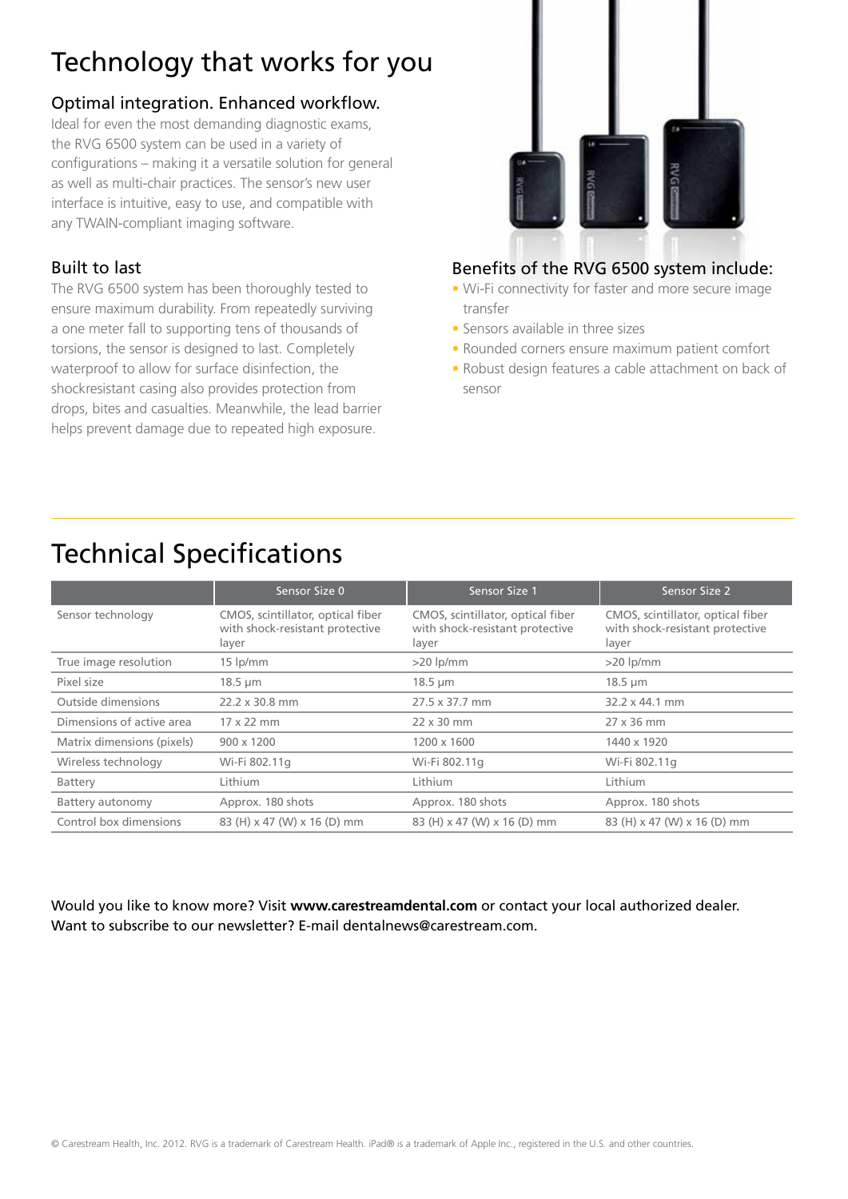# Technology that works for you

## Optimal integration. Enhanced workflow.

Ideal for even the most demanding diagnostic exams, the RVG 6500 system can be used in a variety of configurations – making it a versatile solution for general as well as multi-chair practices. The sensor's new user interface is intuitive, easy to use, and compatible with any TWAIN-compliant imaging software.

## Built to last

The RVG 6500 system has been thoroughly tested to ensure maximum durability. From repeatedly surviving a one meter fall to supporting tens of thousands of torsions, the sensor is designed to last. Completely waterproof to allow for surface disinfection, the shockresistant casing also provides protection from drops, bites and casualties. Meanwhile, the lead barrier helps prevent damage due to repeated high exposure.

## Benefits of the RVG 6500 system include:

- Wi-Fi connectivity for faster and more secure image transfer
- Sensors available in three sizes
- Rounded corners ensure maximum patient comfort
- Robust design features a cable attachment on back of sensor

# Technical Specifications

| | Sensor Size 0 | Sensor Size 1 | Sensor Size 2 |
|---|---|---|---|
| Sensor technology | CMOS, scintillator, optical fiber with shock-resistant protective layer | CMOS, scintillator, optical fiber with shock-resistant protective layer | CMOS, scintillator, optical fiber with shock-resistant protective layer |
| True image resolution | 15 lp/mm | >20 lp/mm | >20 lp/mm |
| Pixel size | 18.5 µm | 18.5 µm | 18.5 µm |
| Outside dimensions | 22.2 x 30.8 mm | 27.5 x 37.7 mm | 32.2 x 44.1 mm |
| Dimensions of active area | 17 x 22 mm | 22 x 30 mm | 27 x 36 mm |
| Matrix dimensions (pixels) | 900 x 1200 | 1200 x 1600 | 1440 x 1920 |
| Wireless technology | Wi-Fi 802.11g | Wi-Fi 802.11g | Wi-Fi 802.11g |
| Battery | Lithium | Lithium | Lithium |
| Battery autonomy | Approx. 180 shots | Approx. 180 shots | Approx. 180 shots |
| Control box dimensions | 83 (H) x 47 (W) x 16 (D) mm | 83 (H) x 47 (W) x 16 (D) mm | 83 (H) x 47 (W) x 16 (D) mm |

Would you like to know more? Visit **www.carestreamdental.com** or contact your local authorized dealer.
Want to subscribe to our newsletter? E-mail dentalnews@carestream.com.

© Carestream Health, Inc. 2012. RVG is a trademark of Carestream Health. iPad® is a trademark of Apple Inc., registered in the U.S. and other countries.